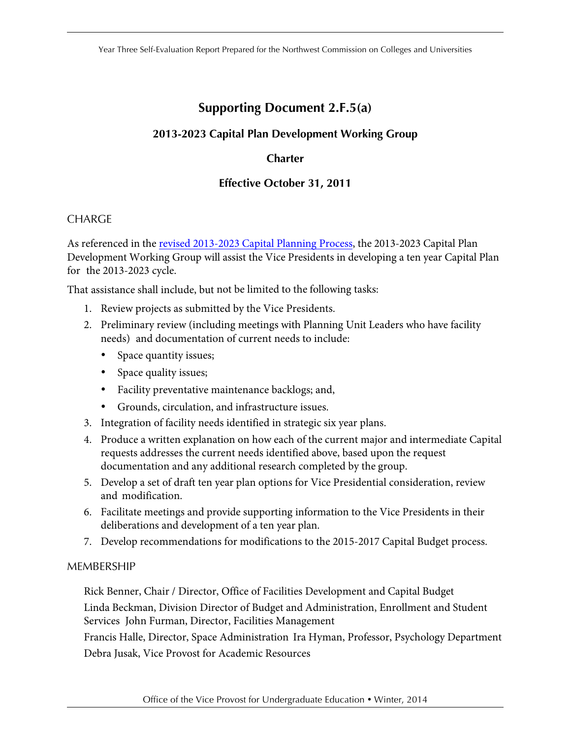# Supporting Document 2.F.5(a)

## 2013-2023 Capital Plan Development Working Group

### Charter

### Effective October 31, 2011

CHARGE

As referenced in the [revised 2013-2023 Capital Planning Process](), the 2013-2023 Capital Plan Development Working Group will assist the Vice Presidents in developing a ten year Capital Plan for the 2013-2023 cycle.

That assistance shall include, but not be limited to the following tasks:

1. Review projects as submitted by the Vice Presidents.
2. Preliminary review (including meetings with Planning Unit Leaders who have facility needs) and documentation of current needs to include:
   - Space quantity issues;
   - Space quality issues;
   - Facility preventative maintenance backlogs; and,
   - Grounds, circulation, and infrastructure issues.
3. Integration of facility needs identified in strategic six year plans.
4. Produce a written explanation on how each of the current major and intermediate Capital requests addresses the current needs identified above, based upon the request documentation and any additional research completed by the group.
5. Develop a set of draft ten year plan options for Vice Presidential consideration, review and modification.
6. Facilitate meetings and provide supporting information to the Vice Presidents in their deliberations and development of a ten year plan.
7. Develop recommendations for modifications to the 2015-2017 Capital Budget process.

MEMBERSHIP

Rick Benner, Chair / Director, Office of Facilities Development and Capital Budget

Linda Beckman, Division Director of Budget and Administration, Enrollment and Student Services

John Furman, Director, Facilities Management

Francis Halle, Director, Space Administration

Ira Hyman, Professor, Psychology Department

Debra Jusak, Vice Provost for Academic Resources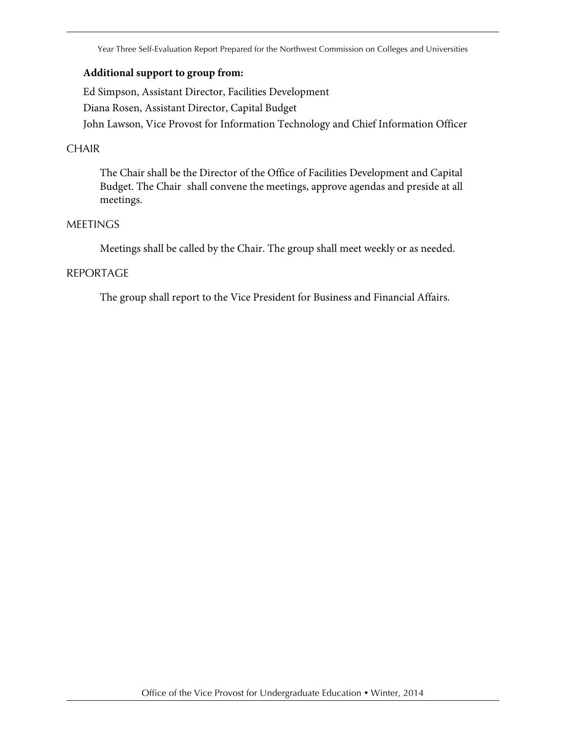**Additional support to group from:**

Ed Simpson, Assistant Director, Facilities Development

Diana Rosen, Assistant Director, Capital Budget

John Lawson, Vice Provost for Information Technology and Chief Information Officer

## CHAIR

The Chair shall be the Director of the Office of Facilities Development and Capital Budget. The Chair shall convene the meetings, approve agendas and preside at all meetings.

## MEETINGS

Meetings shall be called by the Chair. The group shall meet weekly or as needed.

## REPORTAGE

The group shall report to the Vice President for Business and Financial Affairs.